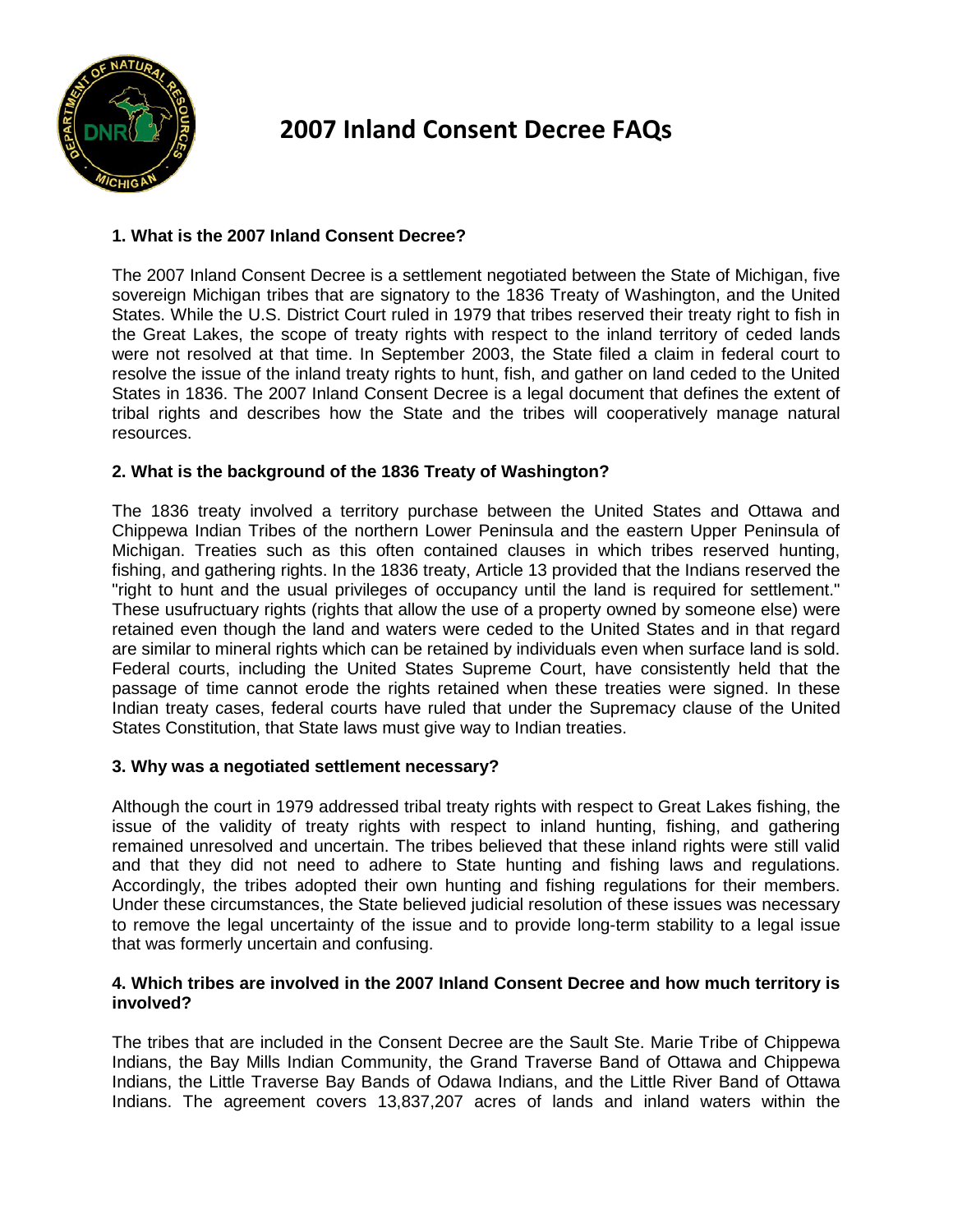# 2007 Inland Consent Decree FAQs

**1. What is the 2007 Inland Consent Decree?**

The 2007 Inland Consent Decree is a settlement negotiated between the State of Michigan, five sovereign Michigan tribes that are signatory to the 1836 Treaty of Washington, and the United States. While the U.S. District Court ruled in 1979 that tribes reserved their treaty right to fish in the Great Lakes, the scope of treaty rights with respect to the inland territory of ceded lands were not resolved at that time. In September 2003, the State filed a claim in federal court to resolve the issue of the inland treaty rights to hunt, fish, and gather on land ceded to the United States in 1836. The 2007 Inland Consent Decree is a legal document that defines the extent of tribal rights and describes how the State and the tribes will cooperatively manage natural resources.

**2. What is the background of the 1836 Treaty of Washington?**

The 1836 treaty involved a territory purchase between the United States and Ottawa and Chippewa Indian Tribes of the northern Lower Peninsula and the eastern Upper Peninsula of Michigan. Treaties such as this often contained clauses in which tribes reserved hunting, fishing, and gathering rights. In the 1836 treaty, Article 13 provided that the Indians reserved the "right to hunt and the usual privileges of occupancy until the land is required for settlement." These usufructuary rights (rights that allow the use of a property owned by someone else) were retained even though the land and waters were ceded to the United States and in that regard are similar to mineral rights which can be retained by individuals even when surface land is sold. Federal courts, including the United States Supreme Court, have consistently held that the passage of time cannot erode the rights retained when these treaties were signed. In these Indian treaty cases, federal courts have ruled that under the Supremacy clause of the United States Constitution, that State laws must give way to Indian treaties.

**3. Why was a negotiated settlement necessary?**

Although the court in 1979 addressed tribal treaty rights with respect to Great Lakes fishing, the issue of the validity of treaty rights with respect to inland hunting, fishing, and gathering remained unresolved and uncertain. The tribes believed that these inland rights were still valid and that they did not need to adhere to State hunting and fishing laws and regulations. Accordingly, the tribes adopted their own hunting and fishing regulations for their members. Under these circumstances, the State believed judicial resolution of these issues was necessary to remove the legal uncertainty of the issue and to provide long-term stability to a legal issue that was formerly uncertain and confusing.

**4. Which tribes are involved in the 2007 Inland Consent Decree and how much territory is involved?**

The tribes that are included in the Consent Decree are the Sault Ste. Marie Tribe of Chippewa Indians, the Bay Mills Indian Community, the Grand Traverse Band of Ottawa and Chippewa Indians, the Little Traverse Bay Bands of Odawa Indians, and the Little River Band of Ottawa Indians. The agreement covers 13,837,207 acres of lands and inland waters within the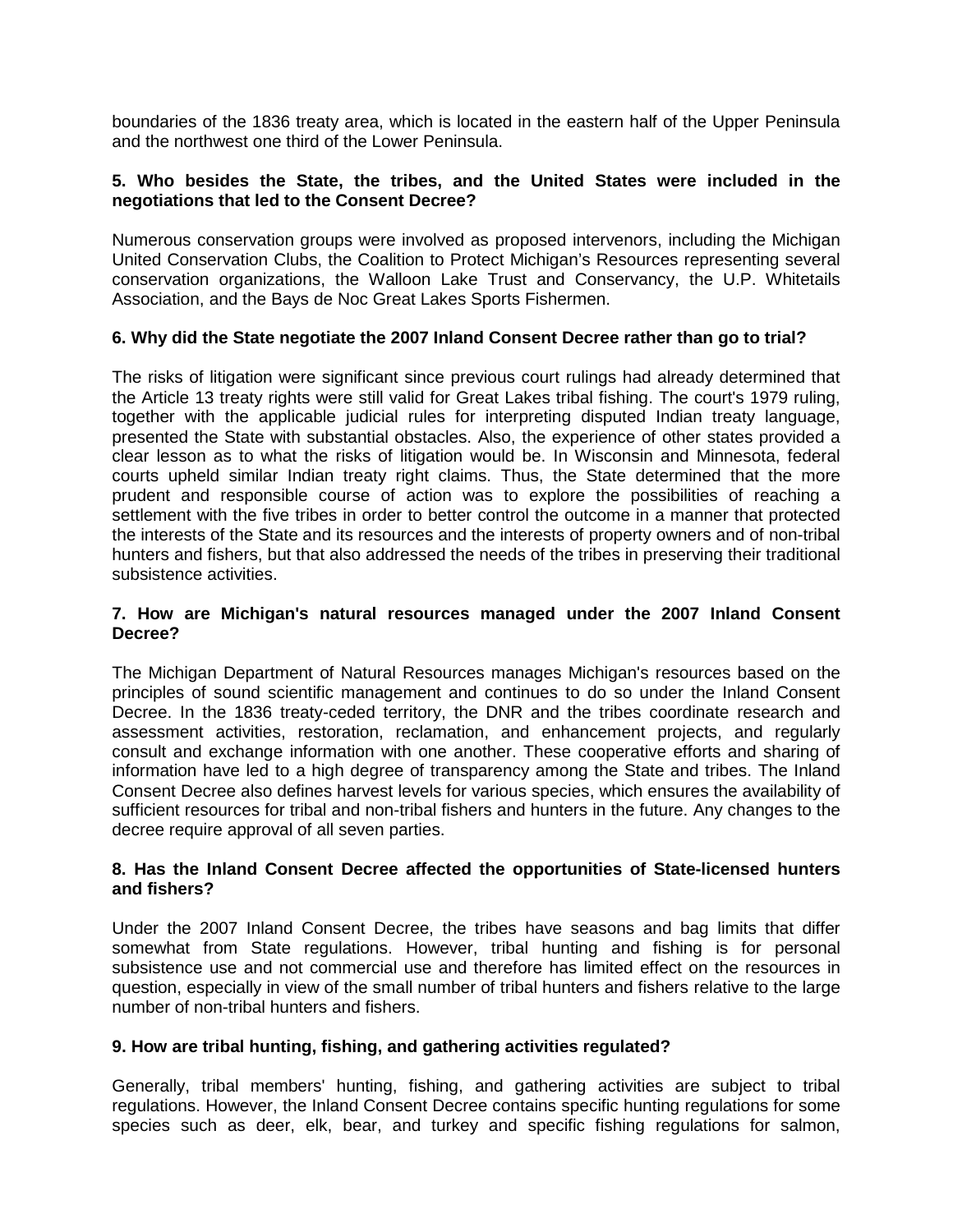boundaries of the 1836 treaty area, which is located in the eastern half of the Upper Peninsula and the northwest one third of the Lower Peninsula.

**5. Who besides the State, the tribes, and the United States were included in the negotiations that led to the Consent Decree?**

Numerous conservation groups were involved as proposed intervenors, including the Michigan United Conservation Clubs, the Coalition to Protect Michigan's Resources representing several conservation organizations, the Walloon Lake Trust and Conservancy, the U.P. Whitetails Association, and the Bays de Noc Great Lakes Sports Fishermen.

**6. Why did the State negotiate the 2007 Inland Consent Decree rather than go to trial?**

The risks of litigation were significant since previous court rulings had already determined that the Article 13 treaty rights were still valid for Great Lakes tribal fishing. The court's 1979 ruling, together with the applicable judicial rules for interpreting disputed Indian treaty language, presented the State with substantial obstacles. Also, the experience of other states provided a clear lesson as to what the risks of litigation would be. In Wisconsin and Minnesota, federal courts upheld similar Indian treaty right claims. Thus, the State determined that the more prudent and responsible course of action was to explore the possibilities of reaching a settlement with the five tribes in order to better control the outcome in a manner that protected the interests of the State and its resources and the interests of property owners and of non-tribal hunters and fishers, but that also addressed the needs of the tribes in preserving their traditional subsistence activities.

**7. How are Michigan's natural resources managed under the 2007 Inland Consent Decree?**

The Michigan Department of Natural Resources manages Michigan's resources based on the principles of sound scientific management and continues to do so under the Inland Consent Decree. In the 1836 treaty-ceded territory, the DNR and the tribes coordinate research and assessment activities, restoration, reclamation, and enhancement projects, and regularly consult and exchange information with one another. These cooperative efforts and sharing of information have led to a high degree of transparency among the State and tribes. The Inland Consent Decree also defines harvest levels for various species, which ensures the availability of sufficient resources for tribal and non-tribal fishers and hunters in the future. Any changes to the decree require approval of all seven parties.

**8. Has the Inland Consent Decree affected the opportunities of State-licensed hunters and fishers?**

Under the 2007 Inland Consent Decree, the tribes have seasons and bag limits that differ somewhat from State regulations. However, tribal hunting and fishing is for personal subsistence use and not commercial use and therefore has limited effect on the resources in question, especially in view of the small number of tribal hunters and fishers relative to the large number of non-tribal hunters and fishers.

**9. How are tribal hunting, fishing, and gathering activities regulated?**

Generally, tribal members' hunting, fishing, and gathering activities are subject to tribal regulations. However, the Inland Consent Decree contains specific hunting regulations for some species such as deer, elk, bear, and turkey and specific fishing regulations for salmon,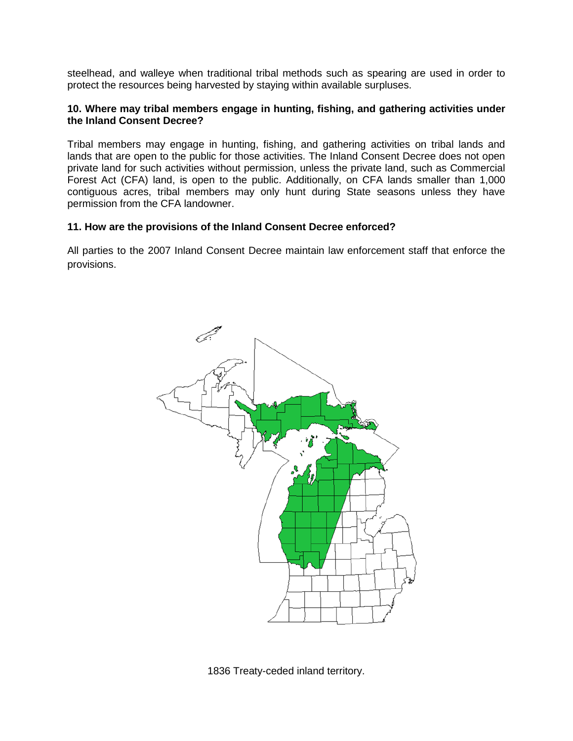steelhead, and walleye when traditional tribal methods such as spearing are used in order to protect the resources being harvested by staying within available surpluses.

**10. Where may tribal members engage in hunting, fishing, and gathering activities under the Inland Consent Decree?**

Tribal members may engage in hunting, fishing, and gathering activities on tribal lands and lands that are open to the public for those activities. The Inland Consent Decree does not open private land for such activities without permission, unless the private land, such as Commercial Forest Act (CFA) land, is open to the public. Additionally, on CFA lands smaller than 1,000 contiguous acres, tribal members may only hunt during State seasons unless they have permission from the CFA landowner.

**11. How are the provisions of the Inland Consent Decree enforced?**

All parties to the 2007 Inland Consent Decree maintain law enforcement staff that enforce the provisions.

1836 Treaty-ceded inland territory.